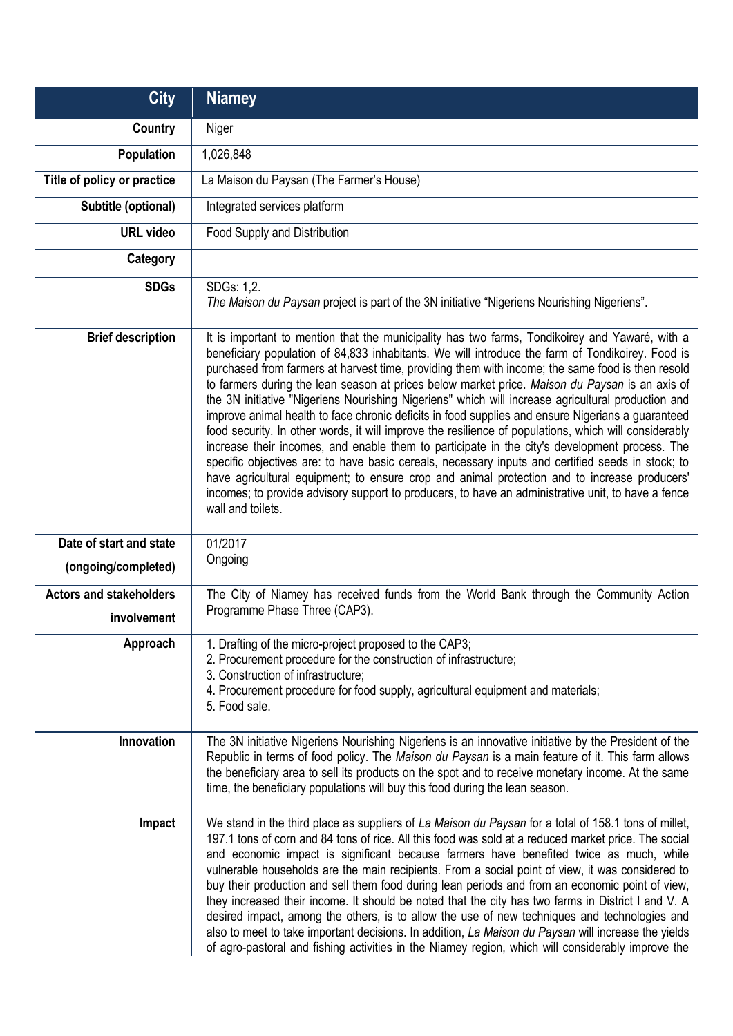| City | Niamey |
|---|---|
| Country | Niger |
| Population | 1,026,848 |
| Title of policy or practice | La Maison du Paysan (The Farmer's House) |
| Subtitle (optional) | Integrated services platform |
| URL video | Food Supply and Distribution |
| Category | |
| SDGs | SDGs: 1,2.<br>*The Maison du Paysan* project is part of the 3N initiative "Nigeriens Nourishing Nigeriens". |
| Brief description | It is important to mention that the municipality has two farms, Tondikoirey and Yawaré, with a beneficiary population of 84,833 inhabitants. We will introduce the farm of Tondikoirey. Food is purchased from farmers at harvest time, providing them with income; the same food is then resold to farmers during the lean season at prices below market price. *Maison du Paysan* is an axis of the 3N initiative "Nigeriens Nourishing Nigeriens" which will increase agricultural production and improve animal health to face chronic deficits in food supplies and ensure Nigerians a guaranteed food security. In other words, it will improve the resilience of populations, which will considerably increase their incomes, and enable them to participate in the city's development process. The specific objectives are: to have basic cereals, necessary inputs and certified seeds in stock; to have agricultural equipment; to ensure crop and animal protection and to increase producers' incomes; to provide advisory support to producers, to have an administrative unit, to have a fence wall and toilets. |
| Date of start and state (ongoing/completed) | 01/2017<br>Ongoing |
| Actors and stakeholders involvement | The City of Niamey has received funds from the World Bank through the Community Action Programme Phase Three (CAP3). |
| Approach | 1. Drafting of the micro-project proposed to the CAP3;<br>2. Procurement procedure for the construction of infrastructure;<br>3. Construction of infrastructure;<br>4. Procurement procedure for food supply, agricultural equipment and materials;<br>5. Food sale. |
| Innovation | The 3N initiative Nigeriens Nourishing Nigeriens is an innovative initiative by the President of the Republic in terms of food policy. The *Maison du Paysan* is a main feature of it. This farm allows the beneficiary area to sell its products on the spot and to receive monetary income. At the same time, the beneficiary populations will buy this food during the lean season. |
| Impact | We stand in the third place as suppliers of *La Maison du Paysan* for a total of 158.1 tons of millet, 197.1 tons of corn and 84 tons of rice. All this food was sold at a reduced market price. The social and economic impact is significant because farmers have benefited twice as much, while vulnerable households are the main recipients. From a social point of view, it was considered to buy their production and sell them food during lean periods and from an economic point of view, they increased their income. It should be noted that the city has two farms in District I and V. A desired impact, among the others, is to allow the use of new techniques and technologies and also to meet to take important decisions. In addition, *La Maison du Paysan* will increase the yields of agro-pastoral and fishing activities in the Niamey region, which will considerably improve the |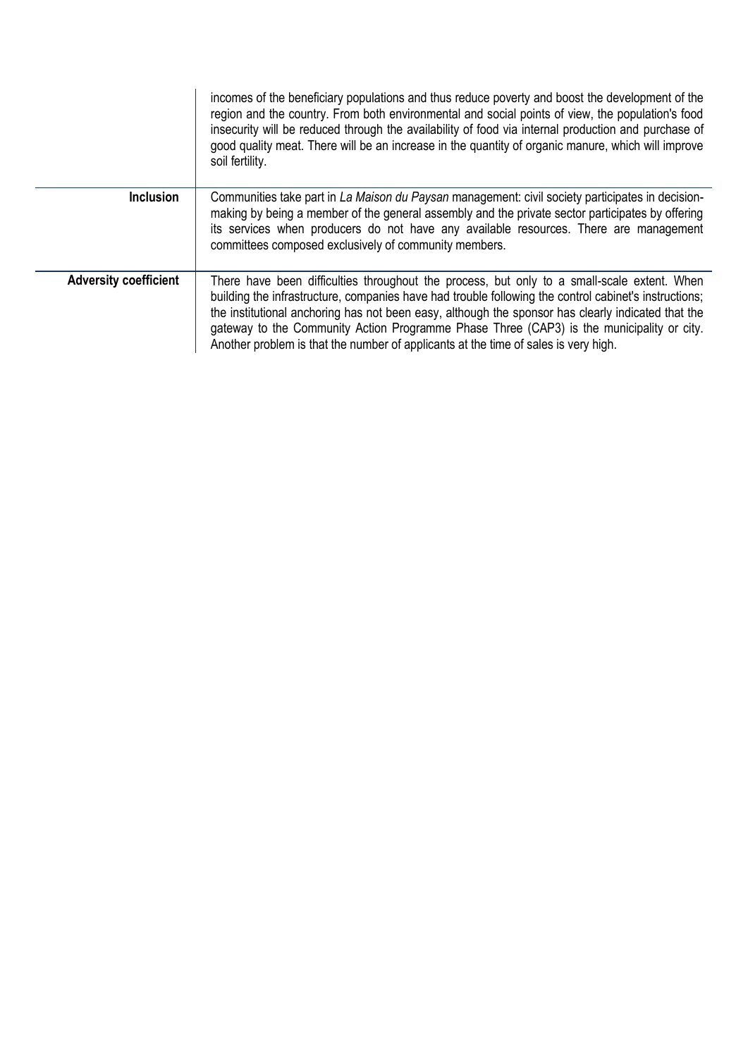| | |
|---|---|
| | incomes of the beneficiary populations and thus reduce poverty and boost the development of the region and the country. From both environmental and social points of view, the population's food insecurity will be reduced through the availability of food via internal production and purchase of good quality meat. There will be an increase in the quantity of organic manure, which will improve soil fertility. |
| **Inclusion** | Communities take part in *La Maison du Paysan* management: civil society participates in decision-making by being a member of the general assembly and the private sector participates by offering its services when producers do not have any available resources. There are management committees composed exclusively of community members. |
| **Adversity coefficient** | There have been difficulties throughout the process, but only to a small-scale extent. When building the infrastructure, companies have had trouble following the control cabinet's instructions; the institutional anchoring has not been easy, although the sponsor has clearly indicated that the gateway to the Community Action Programme Phase Three (CAP3) is the municipality or city. Another problem is that the number of applicants at the time of sales is very high. |